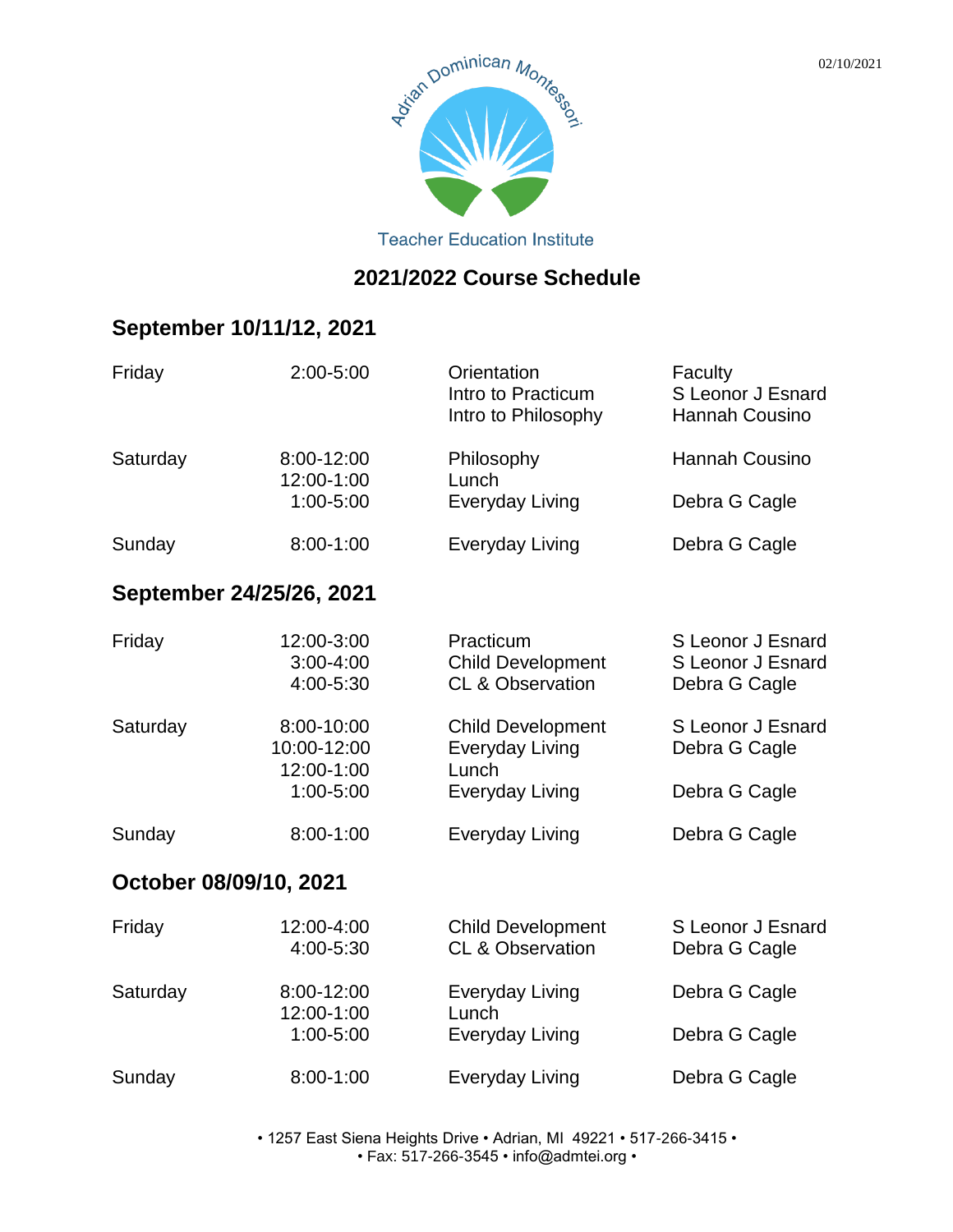02/10/2021

Adrian Dominican Montessori

Teacher Education Institute

# 2021/2022 Course Schedule

## September 10/11/12, 2021

| Day | Time | Course | Instructor |
|---|---|---|---|
| Friday | 2:00-5:00 | Orientation<br>Intro to Practicum<br>Intro to Philosophy | Faculty<br>S Leonor J Esnard<br>Hannah Cousino |
| Saturday | 8:00-12:00 | Philosophy | Hannah Cousino |
| | 12:00-1:00 | Lunch | |
| | 1:00-5:00 | Everyday Living | Debra G Cagle |
| Sunday | 8:00-1:00 | Everyday Living | Debra G Cagle |

## September 24/25/26, 2021

| Day | Time | Course | Instructor |
|---|---|---|---|
| Friday | 12:00-3:00 | Practicum | S Leonor J Esnard |
| | 3:00-4:00 | Child Development | S Leonor J Esnard |
| | 4:00-5:30 | CL & Observation | Debra G Cagle |
| Saturday | 8:00-10:00 | Child Development | S Leonor J Esnard |
| | 10:00-12:00 | Everyday Living | Debra G Cagle |
| | 12:00-1:00 | Lunch | |
| | 1:00-5:00 | Everyday Living | Debra G Cagle |
| Sunday | 8:00-1:00 | Everyday Living | Debra G Cagle |

## October 08/09/10, 2021

| Day | Time | Course | Instructor |
|---|---|---|---|
| Friday | 12:00-4:00 | Child Development | S Leonor J Esnard |
| | 4:00-5:30 | CL & Observation | Debra G Cagle |
| Saturday | 8:00-12:00 | Everyday Living | Debra G Cagle |
| | 12:00-1:00 | Lunch | |
| | 1:00-5:00 | Everyday Living | Debra G Cagle |
| Sunday | 8:00-1:00 | Everyday Living | Debra G Cagle |

• 1257 East Siena Heights Drive • Adrian, MI 49221 • 517-266-3415 •
• Fax: 517-266-3545 • info@admtei.org •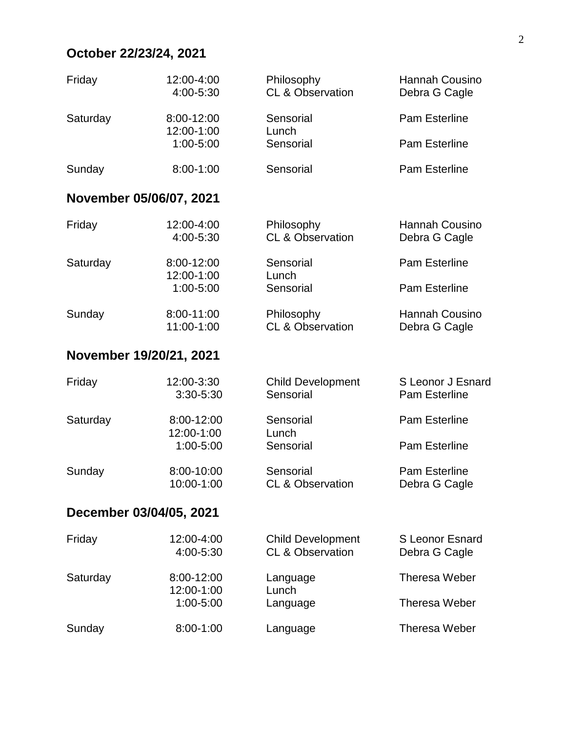## October 22/23/24, 2021

| Day | Time | Subject | Instructor |
|---|---|---|---|
| Friday | 12:00-4:00 | Philosophy | Hannah Cousino |
| | 4:00-5:30 | CL & Observation | Debra G Cagle |
| Saturday | 8:00-12:00 | Sensorial | Pam Esterline |
| | 12:00-1:00 | Lunch | |
| | 1:00-5:00 | Sensorial | Pam Esterline |
| Sunday | 8:00-1:00 | Sensorial | Pam Esterline |

## November 05/06/07, 2021

| Day | Time | Subject | Instructor |
|---|---|---|---|
| Friday | 12:00-4:00 | Philosophy | Hannah Cousino |
| | 4:00-5:30 | CL & Observation | Debra G Cagle |
| Saturday | 8:00-12:00 | Sensorial | Pam Esterline |
| | 12:00-1:00 | Lunch | |
| | 1:00-5:00 | Sensorial | Pam Esterline |
| Sunday | 8:00-11:00 | Philosophy | Hannah Cousino |
| | 11:00-1:00 | CL & Observation | Debra G Cagle |

## November 19/20/21, 2021

| Day | Time | Subject | Instructor |
|---|---|---|---|
| Friday | 12:00-3:30 | Child Development | S Leonor J Esnard |
| | 3:30-5:30 | Sensorial | Pam Esterline |
| Saturday | 8:00-12:00 | Sensorial | Pam Esterline |
| | 12:00-1:00 | Lunch | |
| | 1:00-5:00 | Sensorial | Pam Esterline |
| Sunday | 8:00-10:00 | Sensorial | Pam Esterline |
| | 10:00-1:00 | CL & Observation | Debra G Cagle |

## December 03/04/05, 2021

| Day | Time | Subject | Instructor |
|---|---|---|---|
| Friday | 12:00-4:00 | Child Development | S Leonor Esnard |
| | 4:00-5:30 | CL & Observation | Debra G Cagle |
| Saturday | 8:00-12:00 | Language | Theresa Weber |
| | 12:00-1:00 | Lunch | |
| | 1:00-5:00 | Language | Theresa Weber |
| Sunday | 8:00-1:00 | Language | Theresa Weber |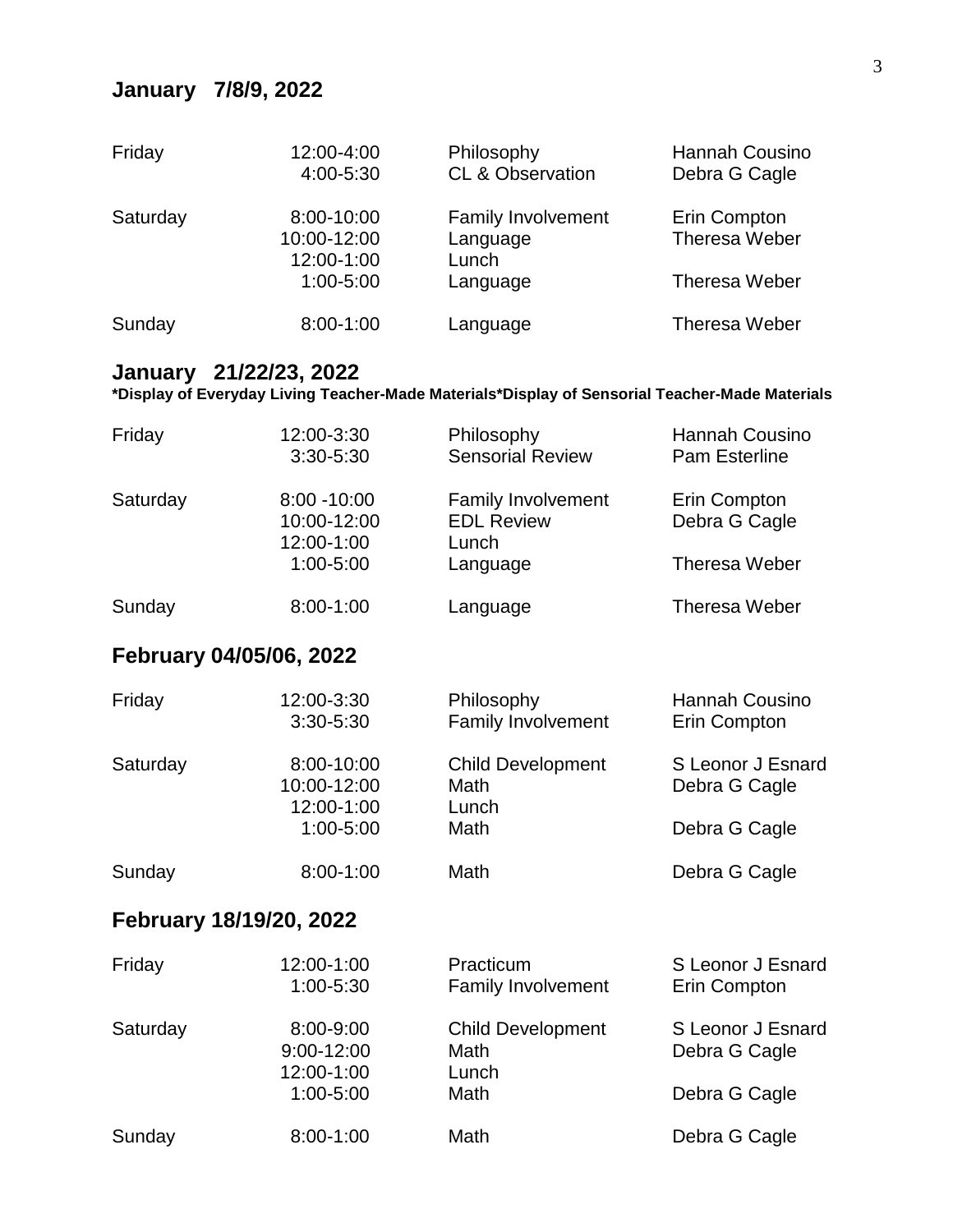## January 7/8/9, 2022

| | | | |
|---|---|---|---|
| Friday | 12:00-4:00 | Philosophy | Hannah Cousino |
| | 4:00-5:30 | CL & Observation | Debra G Cagle |
| Saturday | 8:00-10:00 | Family Involvement | Erin Compton |
| | 10:00-12:00 | Language | Theresa Weber |
| | 12:00-1:00 | Lunch | |
| | 1:00-5:00 | Language | Theresa Weber |
| Sunday | 8:00-1:00 | Language | Theresa Weber |

## January 21/22/23, 2022

***Display of Everyday Living Teacher-Made Materials*Display of Sensorial Teacher-Made Materials**

| | | | |
|---|---|---|---|
| Friday | 12:00-3:30 | Philosophy | Hannah Cousino |
| | 3:30-5:30 | Sensorial Review | Pam Esterline |
| Saturday | 8:00 -10:00 | Family Involvement | Erin Compton |
| | 10:00-12:00 | EDL Review | Debra G Cagle |
| | 12:00-1:00 | Lunch | |
| | 1:00-5:00 | Language | Theresa Weber |
| Sunday | 8:00-1:00 | Language | Theresa Weber |

## February 04/05/06, 2022

| | | | |
|---|---|---|---|
| Friday | 12:00-3:30 | Philosophy | Hannah Cousino |
| | 3:30-5:30 | Family Involvement | Erin Compton |
| Saturday | 8:00-10:00 | Child Development | S Leonor J Esnard |
| | 10:00-12:00 | Math | Debra G Cagle |
| | 12:00-1:00 | Lunch | |
| | 1:00-5:00 | Math | Debra G Cagle |
| Sunday | 8:00-1:00 | Math | Debra G Cagle |

## February 18/19/20, 2022

| | | | |
|---|---|---|---|
| Friday | 12:00-1:00 | Practicum | S Leonor J Esnard |
| | 1:00-5:30 | Family Involvement | Erin Compton |
| Saturday | 8:00-9:00 | Child Development | S Leonor J Esnard |
| | 9:00-12:00 | Math | Debra G Cagle |
| | 12:00-1:00 | Lunch | |
| | 1:00-5:00 | Math | Debra G Cagle |
| Sunday | 8:00-1:00 | Math | Debra G Cagle |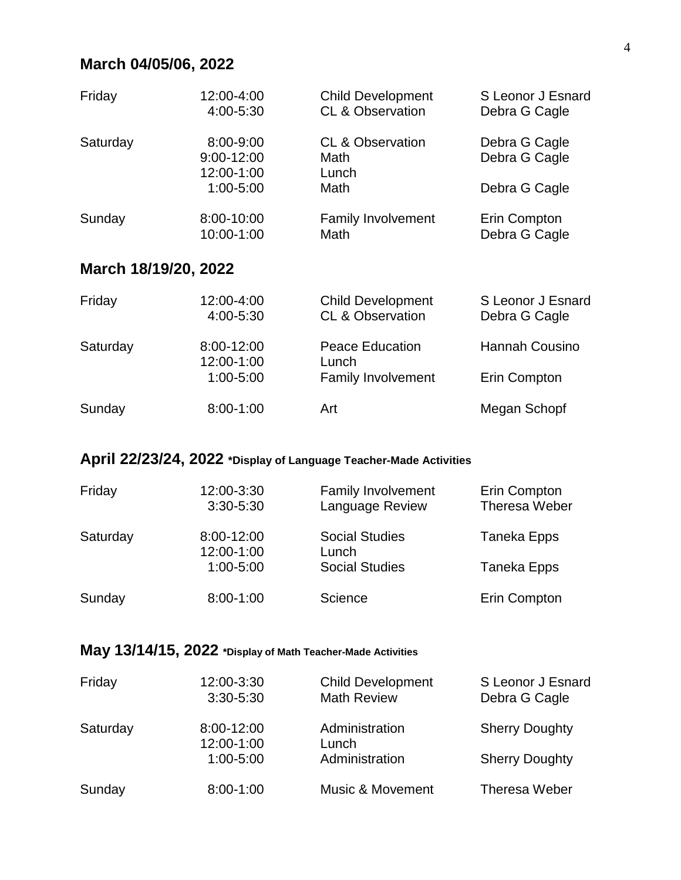## March 04/05/06, 2022

| | | | |
|---|---|---|---|
| Friday | 12:00-4:00 | Child Development | S Leonor J Esnard |
| | 4:00-5:30 | CL & Observation | Debra G Cagle |
| Saturday | 8:00-9:00 | CL & Observation | Debra G Cagle |
| | 9:00-12:00 | Math | Debra G Cagle |
| | 12:00-1:00 | Lunch | |
| | 1:00-5:00 | Math | Debra G Cagle |
| Sunday | 8:00-10:00 | Family Involvement | Erin Compton |
| | 10:00-1:00 | Math | Debra G Cagle |

## March 18/19/20, 2022

| | | | |
|---|---|---|---|
| Friday | 12:00-4:00 | Child Development | S Leonor J Esnard |
| | 4:00-5:30 | CL & Observation | Debra G Cagle |
| Saturday | 8:00-12:00 | Peace Education | Hannah Cousino |
| | 12:00-1:00 | Lunch | |
| | 1:00-5:00 | Family Involvement | Erin Compton |
| Sunday | 8:00-1:00 | Art | Megan Schopf |

## April 22/23/24, 2022 *Display of Language Teacher-Made Activities

| | | | |
|---|---|---|---|
| Friday | 12:00-3:30 | Family Involvement | Erin Compton |
| | 3:30-5:30 | Language Review | Theresa Weber |
| Saturday | 8:00-12:00 | Social Studies | Taneka Epps |
| | 12:00-1:00 | Lunch | |
| | 1:00-5:00 | Social Studies | Taneka Epps |
| Sunday | 8:00-1:00 | Science | Erin Compton |

## May 13/14/15, 2022 *Display of Math Teacher-Made Activities

| | | | |
|---|---|---|---|
| Friday | 12:00-3:30 | Child Development | S Leonor J Esnard |
| | 3:30-5:30 | Math Review | Debra G Cagle |
| Saturday | 8:00-12:00 | Administration | Sherry Doughty |
| | 12:00-1:00 | Lunch | |
| | 1:00-5:00 | Administration | Sherry Doughty |
| Sunday | 8:00-1:00 | Music & Movement | Theresa Weber |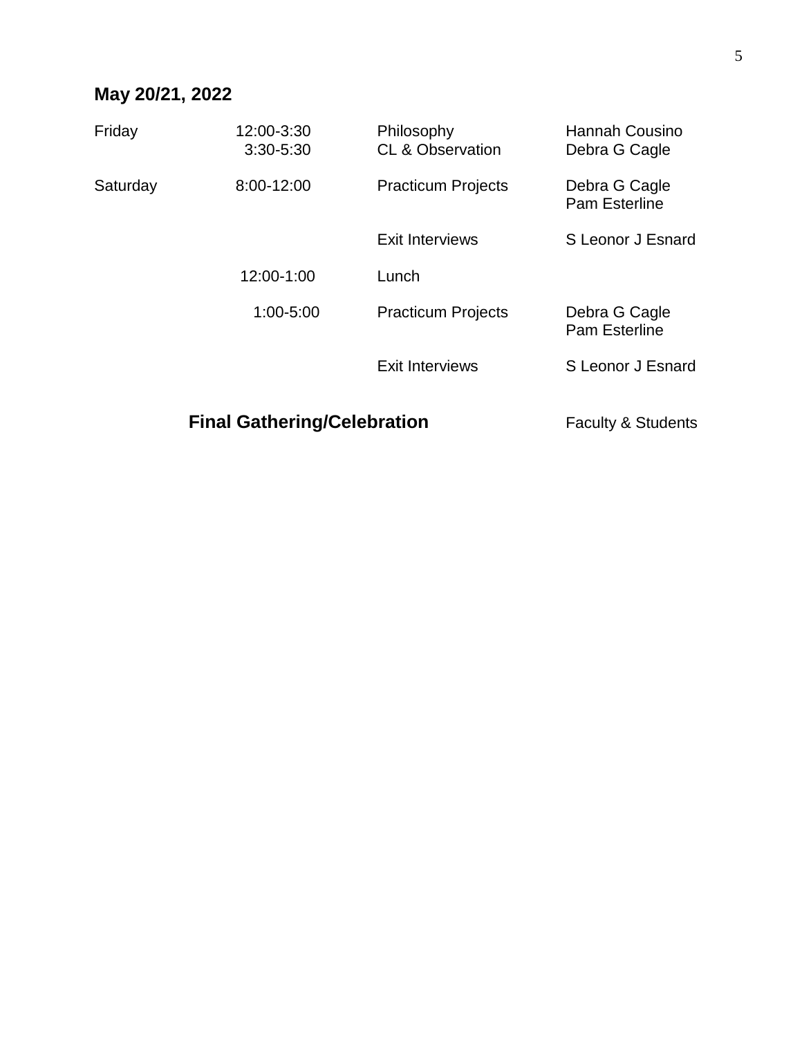**May 20/21, 2022**

| | | | |
|---|---|---|---|
| Friday | 12:00-3:30 | Philosophy | Hannah Cousino |
| | 3:30-5:30 | CL & Observation | Debra G Cagle |
| Saturday | 8:00-12:00 | Practicum Projects | Debra G Cagle<br>Pam Esterline |
| | | Exit Interviews | S Leonor J Esnard |
| | 12:00-1:00 | Lunch | |
| | 1:00-5:00 | Practicum Projects | Debra G Cagle<br>Pam Esterline |
| | | Exit Interviews | S Leonor J Esnard |

**Final Gathering/Celebration** — Faculty & Students